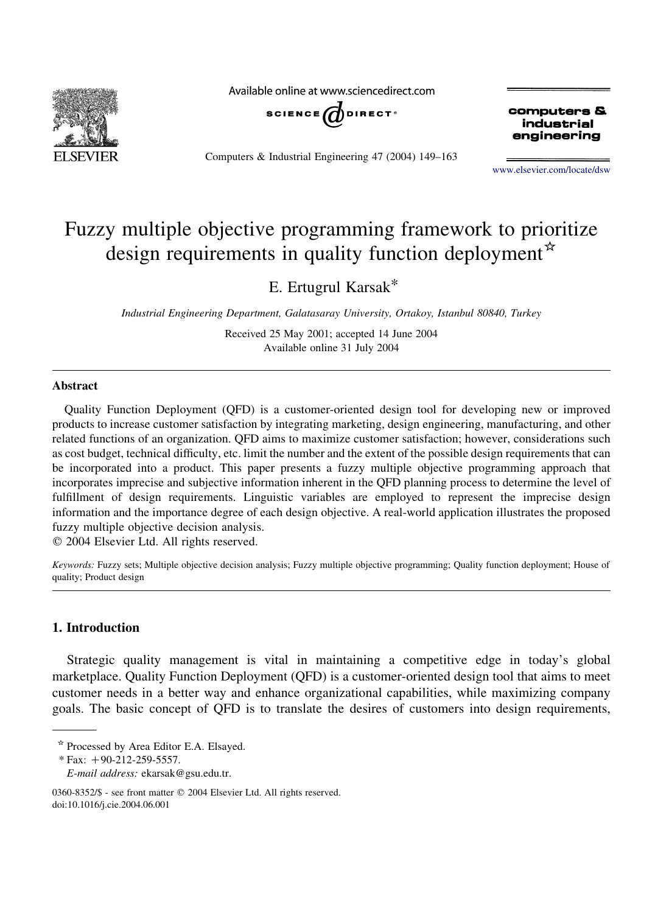# Fuzzy multiple objective programming framework to prioritize design requirements in quality function deployment☆

E. Ertugrul Karsak*

*Industrial Engineering Department, Galatasaray University, Ortakoy, Istanbul 80840, Turkey*

Received 25 May 2001; accepted 14 June 2004
Available online 31 July 2004

## Abstract

Quality Function Deployment (QFD) is a customer-oriented design tool for developing new or improved products to increase customer satisfaction by integrating marketing, design engineering, manufacturing, and other related functions of an organization. QFD aims to maximize customer satisfaction; however, considerations such as cost budget, technical difficulty, etc. limit the number and the extent of the possible design requirements that can be incorporated into a product. This paper presents a fuzzy multiple objective programming approach that incorporates imprecise and subjective information inherent in the QFD planning process to determine the level of fulfillment of design requirements. Linguistic variables are employed to represent the imprecise design information and the importance degree of each design objective. A real-world application illustrates the proposed fuzzy multiple objective decision analysis.

© 2004 Elsevier Ltd. All rights reserved.

*Keywords:* Fuzzy sets; Multiple objective decision analysis; Fuzzy multiple objective programming; Quality function deployment; House of quality; Product design

## 1. Introduction

Strategic quality management is vital in maintaining a competitive edge in today's global marketplace. Quality Function Deployment (QFD) is a customer-oriented design tool that aims to meet customer needs in a better way and enhance organizational capabilities, while maximizing company goals. The basic concept of QFD is to translate the desires of customers into design requirements,

☆ Processed by Area Editor E.A. Elsayed.

\* Fax: +90-212-259-5557.

*E-mail address:* ekarsak@gsu.edu.tr.

0360-8352/$ - see front matter © 2004 Elsevier Ltd. All rights reserved.
doi:10.1016/j.cie.2004.06.001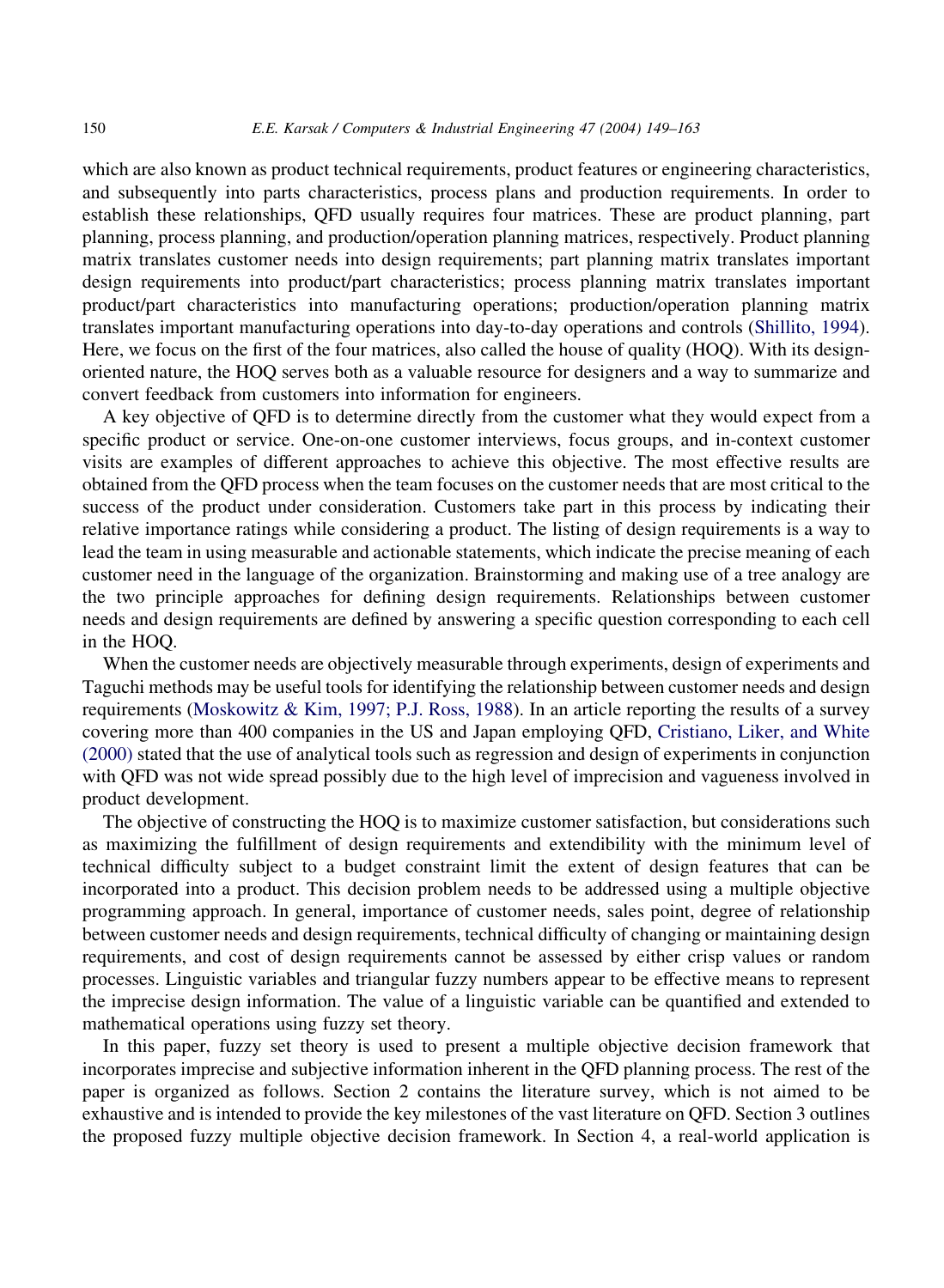which are also known as product technical requirements, product features or engineering characteristics, and subsequently into parts characteristics, process plans and production requirements. In order to establish these relationships, QFD usually requires four matrices. These are product planning, part planning, process planning, and production/operation planning matrices, respectively. Product planning matrix translates customer needs into design requirements; part planning matrix translates important design requirements into product/part characteristics; process planning matrix translates important product/part characteristics into manufacturing operations; production/operation planning matrix translates important manufacturing operations into day-to-day operations and controls (Shillito, 1994). Here, we focus on the first of the four matrices, also called the house of quality (HOQ). With its design-oriented nature, the HOQ serves both as a valuable resource for designers and a way to summarize and convert feedback from customers into information for engineers.

A key objective of QFD is to determine directly from the customer what they would expect from a specific product or service. One-on-one customer interviews, focus groups, and in-context customer visits are examples of different approaches to achieve this objective. The most effective results are obtained from the QFD process when the team focuses on the customer needs that are most critical to the success of the product under consideration. Customers take part in this process by indicating their relative importance ratings while considering a product. The listing of design requirements is a way to lead the team in using measurable and actionable statements, which indicate the precise meaning of each customer need in the language of the organization. Brainstorming and making use of a tree analogy are the two principle approaches for defining design requirements. Relationships between customer needs and design requirements are defined by answering a specific question corresponding to each cell in the HOQ.

When the customer needs are objectively measurable through experiments, design of experiments and Taguchi methods may be useful tools for identifying the relationship between customer needs and design requirements (Moskowitz & Kim, 1997; P.J. Ross, 1988). In an article reporting the results of a survey covering more than 400 companies in the US and Japan employing QFD, Cristiano, Liker, and White (2000) stated that the use of analytical tools such as regression and design of experiments in conjunction with QFD was not wide spread possibly due to the high level of imprecision and vagueness involved in product development.

The objective of constructing the HOQ is to maximize customer satisfaction, but considerations such as maximizing the fulfillment of design requirements and extendibility with the minimum level of technical difficulty subject to a budget constraint limit the extent of design features that can be incorporated into a product. This decision problem needs to be addressed using a multiple objective programming approach. In general, importance of customer needs, sales point, degree of relationship between customer needs and design requirements, technical difficulty of changing or maintaining design requirements, and cost of design requirements cannot be assessed by either crisp values or random processes. Linguistic variables and triangular fuzzy numbers appear to be effective means to represent the imprecise design information. The value of a linguistic variable can be quantified and extended to mathematical operations using fuzzy set theory.

In this paper, fuzzy set theory is used to present a multiple objective decision framework that incorporates imprecise and subjective information inherent in the QFD planning process. The rest of the paper is organized as follows. Section 2 contains the literature survey, which is not aimed to be exhaustive and is intended to provide the key milestones of the vast literature on QFD. Section 3 outlines the proposed fuzzy multiple objective decision framework. In Section 4, a real-world application is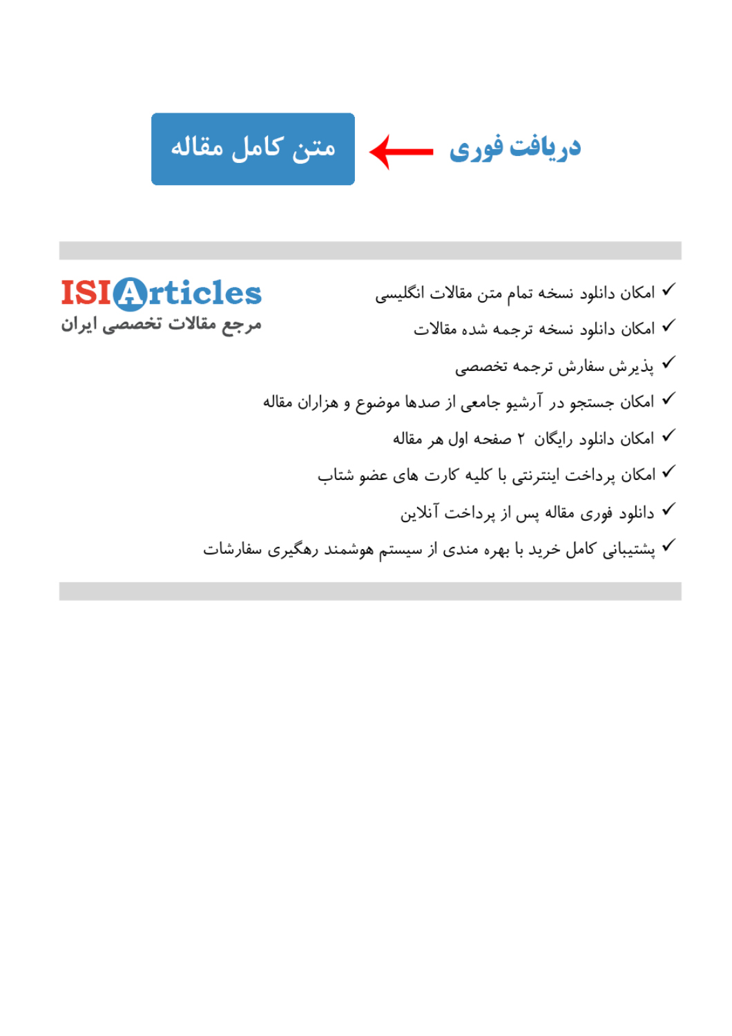دریافت فوری ← **متن کامل مقاله**

**ISIArticles**
مرجع مقالات تخصصی ایران

- ✓ امکان دانلود نسخه تمام متن مقالات انگلیسی
- ✓ امکان دانلود نسخه ترجمه شده مقالات
- ✓ پذیرش سفارش ترجمه تخصصی
- ✓ امکان جستجو در آرشیو جامعی از صدها موضوع و هزاران مقاله
- ✓ امکان دانلود رایگان ۲ صفحه اول هر مقاله
- ✓ امکان پرداخت اینترنتی با کلیه کارت های عضو شتاب
- ✓ دانلود فوری مقاله پس از پرداخت آنلاین
- ✓ پشتیبانی کامل خرید با بهره مندی از سیستم هوشمند رهگیری سفارشات